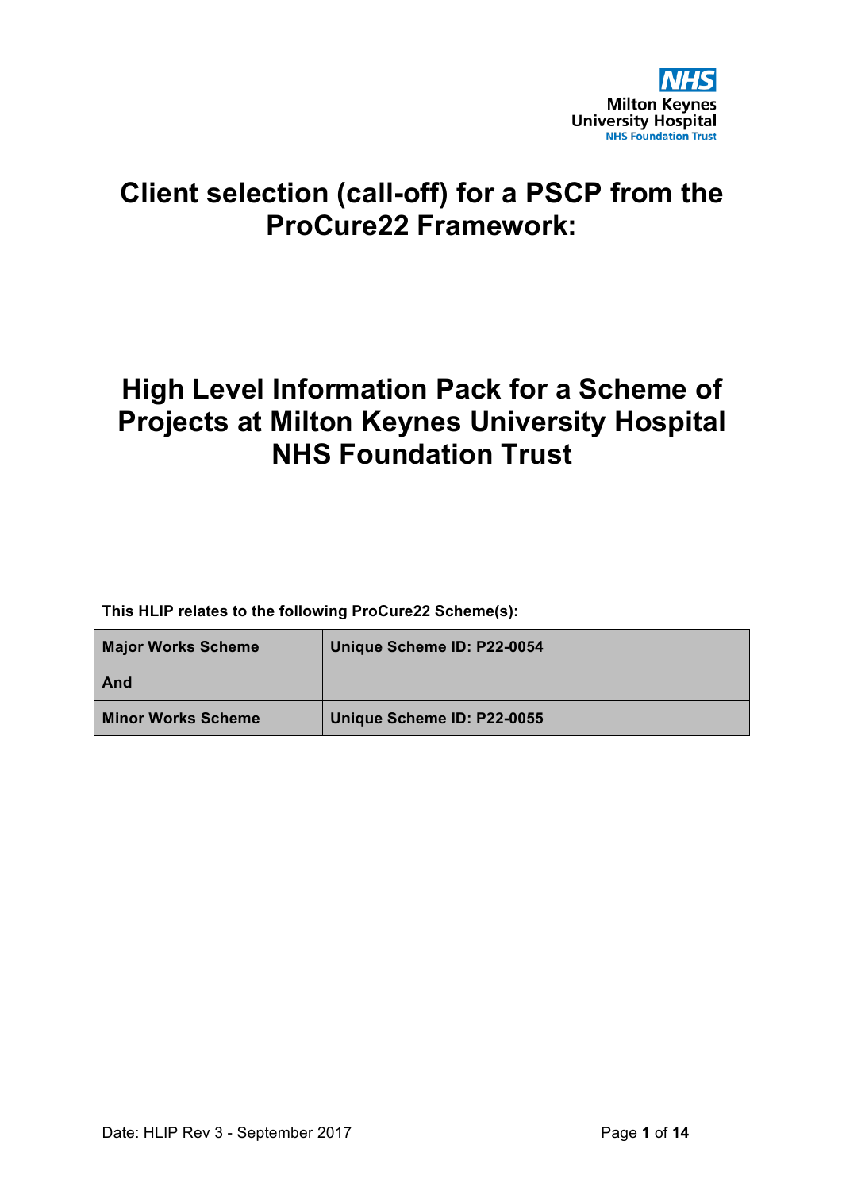Milton Keynes University Hospital
NHS Foundation Trust

# Client selection (call-off) for a PSCP from the ProCure22 Framework:

# High Level Information Pack for a Scheme of Projects at Milton Keynes University Hospital NHS Foundation Trust

**This HLIP relates to the following ProCure22 Scheme(s):**

| **Major Works Scheme** | **Unique Scheme ID: P22-0054** |
|---|---|
| **And** | |
| **Minor Works Scheme** | **Unique Scheme ID: P22-0055** |

Date: HLIP Rev 3 - September 2017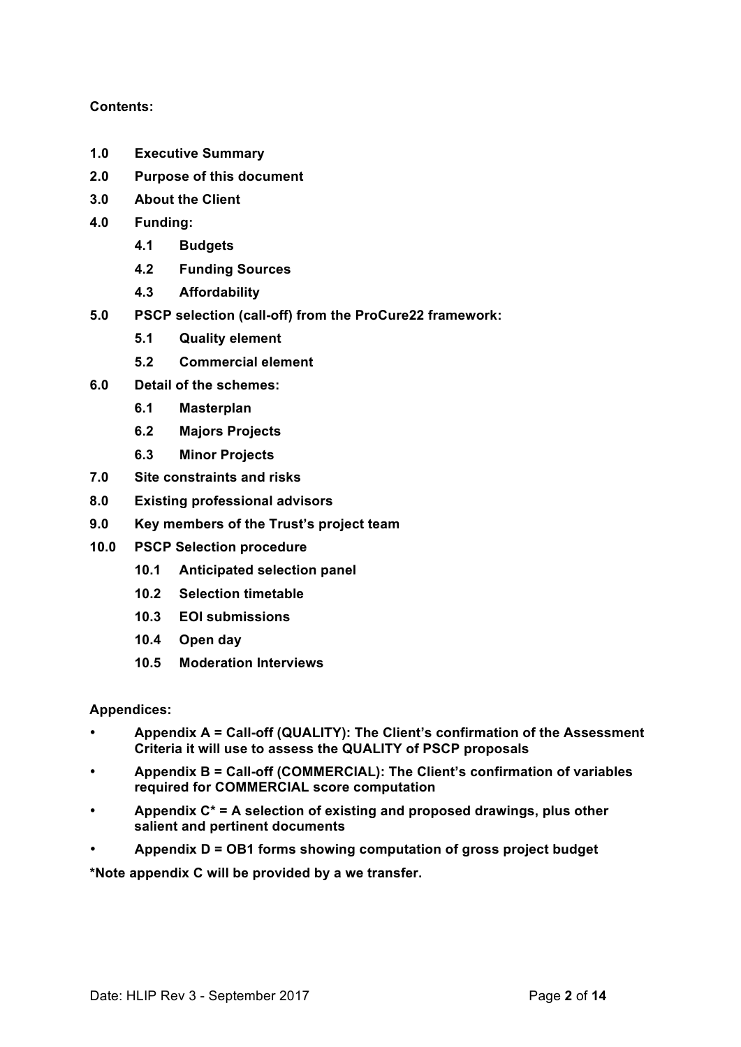**Contents:**

- **1.0 Executive Summary**
- **2.0 Purpose of this document**
- **3.0 About the Client**
- **4.0 Funding:**
  - **4.1 Budgets**
  - **4.2 Funding Sources**
  - **4.3 Affordability**
- **5.0 PSCP selection (call-off) from the ProCure22 framework:**
  - **5.1 Quality element**
  - **5.2 Commercial element**
- **6.0 Detail of the schemes:**
  - **6.1 Masterplan**
  - **6.2 Majors Projects**
  - **6.3 Minor Projects**
- **7.0 Site constraints and risks**
- **8.0 Existing professional advisors**
- **9.0 Key members of the Trust's project team**
- **10.0 PSCP Selection procedure**
  - **10.1 Anticipated selection panel**
  - **10.2 Selection timetable**
  - **10.3 EOI submissions**
  - **10.4 Open day**
  - **10.5 Moderation Interviews**

**Appendices:**

- **Appendix A = Call-off (QUALITY): The Client's confirmation of the Assessment Criteria it will use to assess the QUALITY of PSCP proposals**
- **Appendix B = Call-off (COMMERCIAL): The Client's confirmation of variables required for COMMERCIAL score computation**
- **Appendix C* = A selection of existing and proposed drawings, plus other salient and pertinent documents**
- **Appendix D = OB1 forms showing computation of gross project budget**

**\*Note appendix C will be provided by a we transfer.**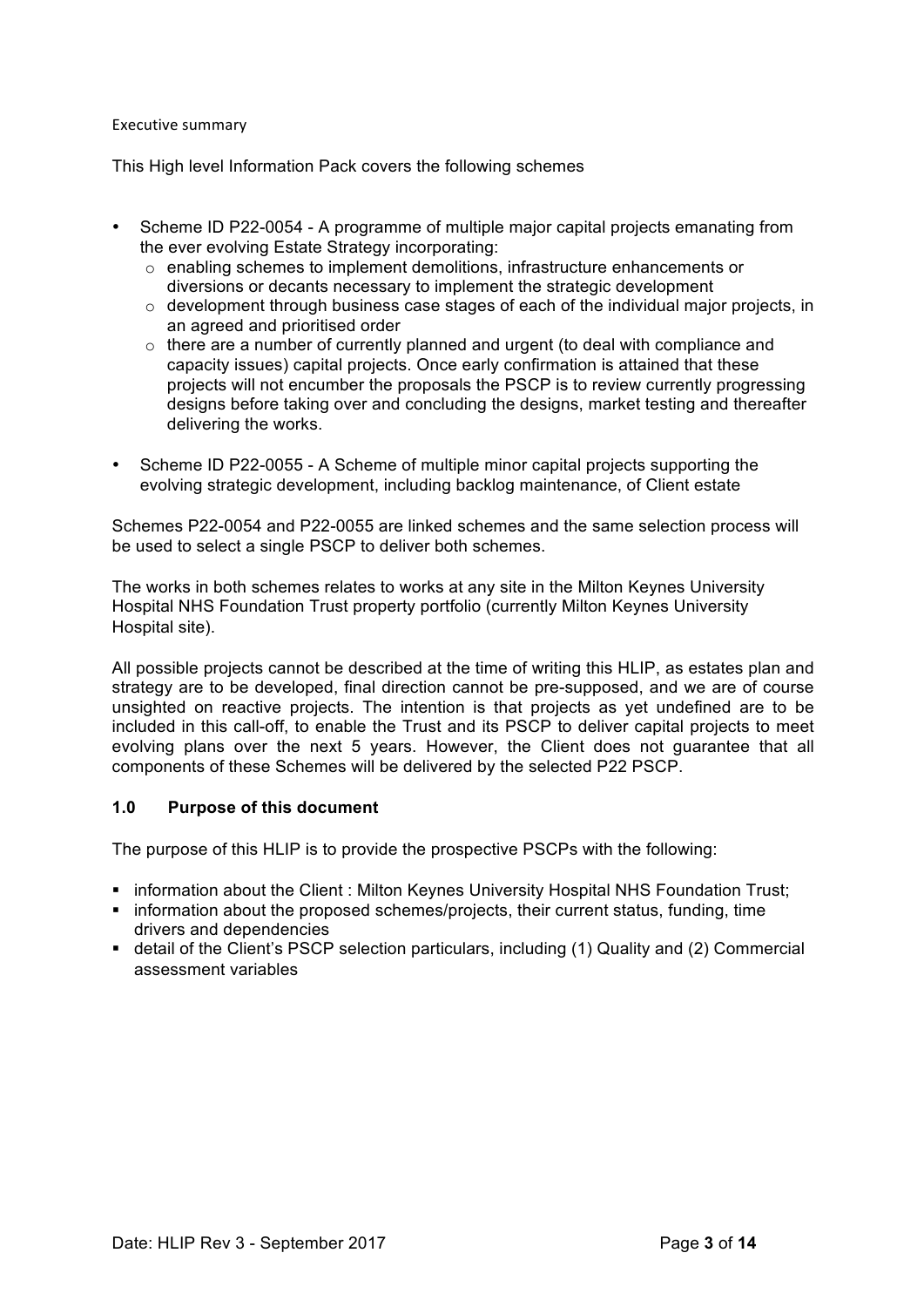Executive summary

This High level Information Pack covers the following schemes

- Scheme ID P22-0054 - A programme of multiple major capital projects emanating from the ever evolving Estate Strategy incorporating:
  - enabling schemes to implement demolitions, infrastructure enhancements or diversions or decants necessary to implement the strategic development
  - development through business case stages of each of the individual major projects, in an agreed and prioritised order
  - there are a number of currently planned and urgent (to deal with compliance and capacity issues) capital projects. Once early confirmation is attained that these projects will not encumber the proposals the PSCP is to review currently progressing designs before taking over and concluding the designs, market testing and thereafter delivering the works.
- Scheme ID P22-0055 - A Scheme of multiple minor capital projects supporting the evolving strategic development, including backlog maintenance, of Client estate

Schemes P22-0054 and P22-0055 are linked schemes and the same selection process will be used to select a single PSCP to deliver both schemes.

The works in both schemes relates to works at any site in the Milton Keynes University Hospital NHS Foundation Trust property portfolio (currently Milton Keynes University Hospital site).

All possible projects cannot be described at the time of writing this HLIP, as estates plan and strategy are to be developed, final direction cannot be pre-supposed, and we are of course unsighted on reactive projects. The intention is that projects as yet undefined are to be included in this call-off, to enable the Trust and its PSCP to deliver capital projects to meet evolving plans over the next 5 years. However, the Client does not guarantee that all components of these Schemes will be delivered by the selected P22 PSCP.

## 1.0 Purpose of this document

The purpose of this HLIP is to provide the prospective PSCPs with the following:

- information about the Client : Milton Keynes University Hospital NHS Foundation Trust;
- information about the proposed schemes/projects, their current status, funding, time drivers and dependencies
- detail of the Client's PSCP selection particulars, including (1) Quality and (2) Commercial assessment variables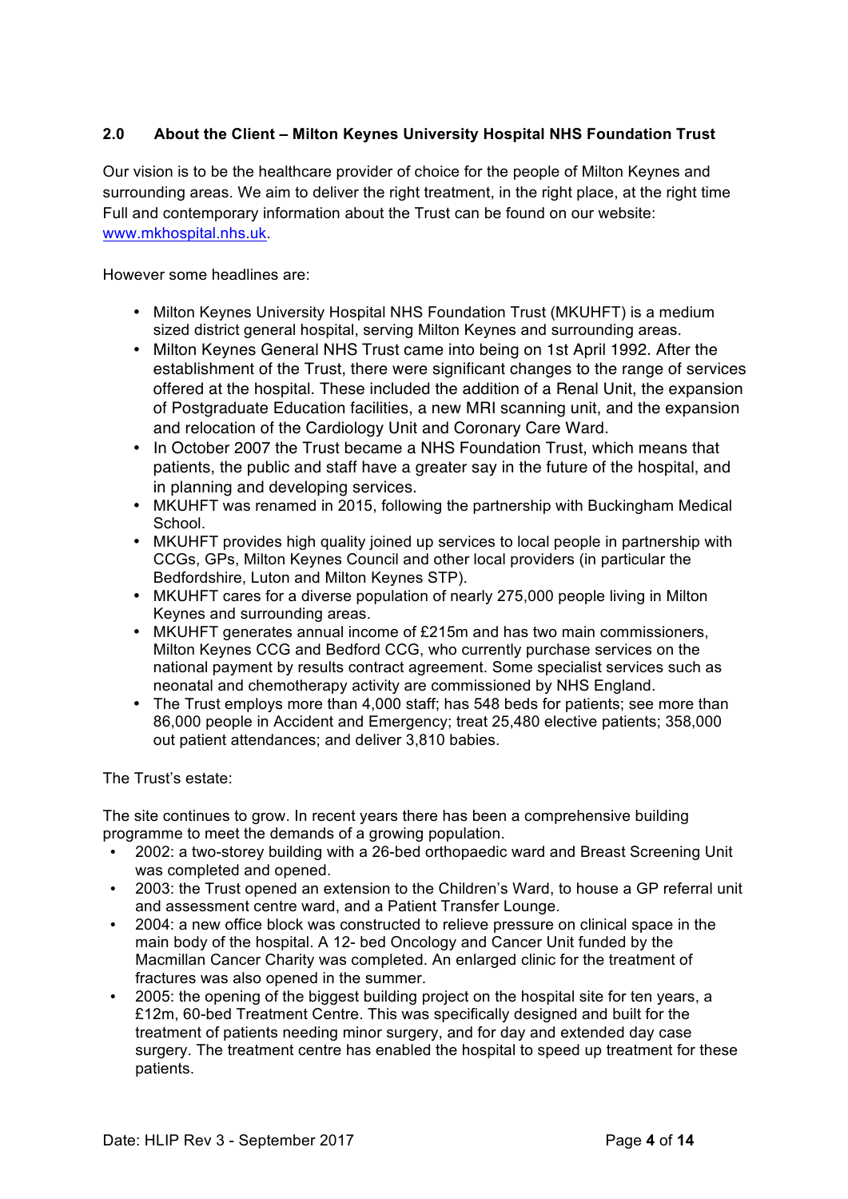## 2.0 About the Client – Milton Keynes University Hospital NHS Foundation Trust

Our vision is to be the healthcare provider of choice for the people of Milton Keynes and surrounding areas. We aim to deliver the right treatment, in the right place, at the right time Full and contemporary information about the Trust can be found on our website: [www.mkhospital.nhs.uk](http://www.mkhospital.nhs.uk).

However some headlines are:

- Milton Keynes University Hospital NHS Foundation Trust (MKUHFT) is a medium sized district general hospital, serving Milton Keynes and surrounding areas.
- Milton Keynes General NHS Trust came into being on 1st April 1992. After the establishment of the Trust, there were significant changes to the range of services offered at the hospital. These included the addition of a Renal Unit, the expansion of Postgraduate Education facilities, a new MRI scanning unit, and the expansion and relocation of the Cardiology Unit and Coronary Care Ward.
- In October 2007 the Trust became a NHS Foundation Trust, which means that patients, the public and staff have a greater say in the future of the hospital, and in planning and developing services.
- MKUHFT was renamed in 2015, following the partnership with Buckingham Medical School.
- MKUHFT provides high quality joined up services to local people in partnership with CCGs, GPs, Milton Keynes Council and other local providers (in particular the Bedfordshire, Luton and Milton Keynes STP).
- MKUHFT cares for a diverse population of nearly 275,000 people living in Milton Keynes and surrounding areas.
- MKUHFT generates annual income of £215m and has two main commissioners, Milton Keynes CCG and Bedford CCG, who currently purchase services on the national payment by results contract agreement. Some specialist services such as neonatal and chemotherapy activity are commissioned by NHS England.
- The Trust employs more than 4,000 staff; has 548 beds for patients; see more than 86,000 people in Accident and Emergency; treat 25,480 elective patients; 358,000 out patient attendances; and deliver 3,810 babies.

The Trust's estate:

The site continues to grow. In recent years there has been a comprehensive building programme to meet the demands of a growing population.

- 2002: a two-storey building with a 26-bed orthopaedic ward and Breast Screening Unit was completed and opened.
- 2003: the Trust opened an extension to the Children's Ward, to house a GP referral unit and assessment centre ward, and a Patient Transfer Lounge.
- 2004: a new office block was constructed to relieve pressure on clinical space in the main body of the hospital. A 12- bed Oncology and Cancer Unit funded by the Macmillan Cancer Charity was completed. An enlarged clinic for the treatment of fractures was also opened in the summer.
- 2005: the opening of the biggest building project on the hospital site for ten years, a £12m, 60-bed Treatment Centre. This was specifically designed and built for the treatment of patients needing minor surgery, and for day and extended day case surgery. The treatment centre has enabled the hospital to speed up treatment for these patients.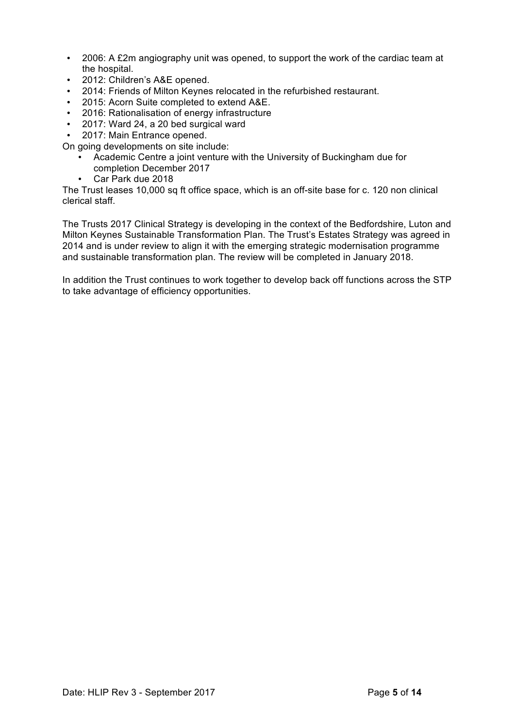- 2006: A £2m angiography unit was opened, to support the work of the cardiac team at the hospital.
- 2012: Children's A&E opened.
- 2014: Friends of Milton Keynes relocated in the refurbished restaurant.
- 2015: Acorn Suite completed to extend A&E.
- 2016: Rationalisation of energy infrastructure
- 2017: Ward 24, a 20 bed surgical ward
- 2017: Main Entrance opened.

On going developments on site include:

- Academic Centre a joint venture with the University of Buckingham due for completion December 2017
- Car Park due 2018

The Trust leases 10,000 sq ft office space, which is an off-site base for c. 120 non clinical clerical staff.

The Trusts 2017 Clinical Strategy is developing in the context of the Bedfordshire, Luton and Milton Keynes Sustainable Transformation Plan. The Trust's Estates Strategy was agreed in 2014 and is under review to align it with the emerging strategic modernisation programme and sustainable transformation plan. The review will be completed in January 2018.

In addition the Trust continues to work together to develop back off functions across the STP to take advantage of efficiency opportunities.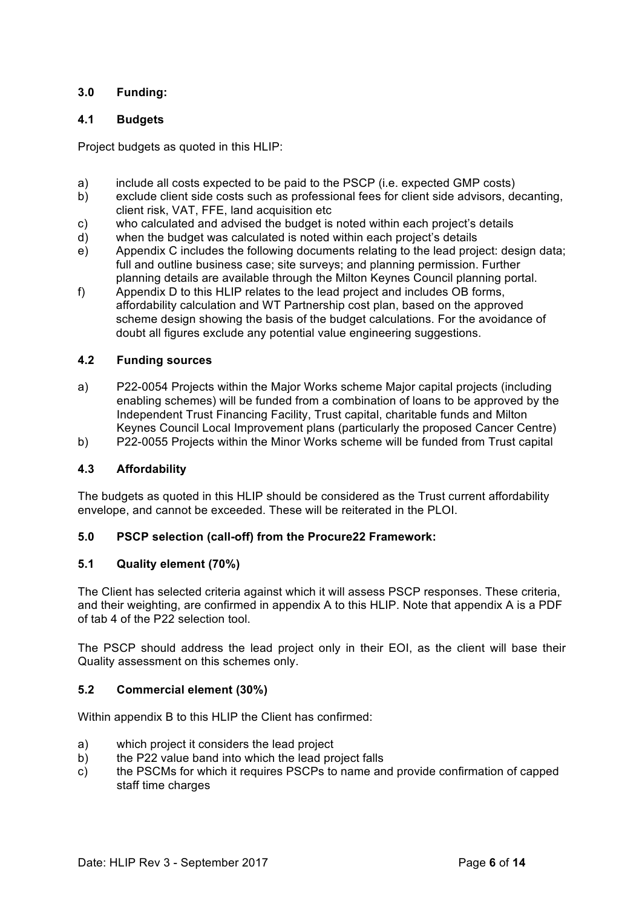### 3.0 Funding:

### 4.1 Budgets

Project budgets as quoted in this HLIP:

a) include all costs expected to be paid to the PSCP (i.e. expected GMP costs)
b) exclude client side costs such as professional fees for client side advisors, decanting, client risk, VAT, FFE, land acquisition etc
c) who calculated and advised the budget is noted within each project's details
d) when the budget was calculated is noted within each project's details
e) Appendix C includes the following documents relating to the lead project: design data; full and outline business case; site surveys; and planning permission. Further planning details are available through the Milton Keynes Council planning portal.
f) Appendix D to this HLIP relates to the lead project and includes OB forms, affordability calculation and WT Partnership cost plan, based on the approved scheme design showing the basis of the budget calculations. For the avoidance of doubt all figures exclude any potential value engineering suggestions.

### 4.2 Funding sources

a) P22-0054 Projects within the Major Works scheme Major capital projects (including enabling schemes) will be funded from a combination of loans to be approved by the Independent Trust Financing Facility, Trust capital, charitable funds and Milton Keynes Council Local Improvement plans (particularly the proposed Cancer Centre)
b) P22-0055 Projects within the Minor Works scheme will be funded from Trust capital

### 4.3 Affordability

The budgets as quoted in this HLIP should be considered as the Trust current affordability envelope, and cannot be exceeded. These will be reiterated in the PLOI.

### 5.0 PSCP selection (call-off) from the Procure22 Framework:

### 5.1 Quality element (70%)

The Client has selected criteria against which it will assess PSCP responses. These criteria, and their weighting, are confirmed in appendix A to this HLIP. Note that appendix A is a PDF of tab 4 of the P22 selection tool.

The PSCP should address the lead project only in their EOI, as the client will base their Quality assessment on this schemes only.

### 5.2 Commercial element (30%)

Within appendix B to this HLIP the Client has confirmed:

a) which project it considers the lead project
b) the P22 value band into which the lead project falls
c) the PSCMs for which it requires PSCPs to name and provide confirmation of capped staff time charges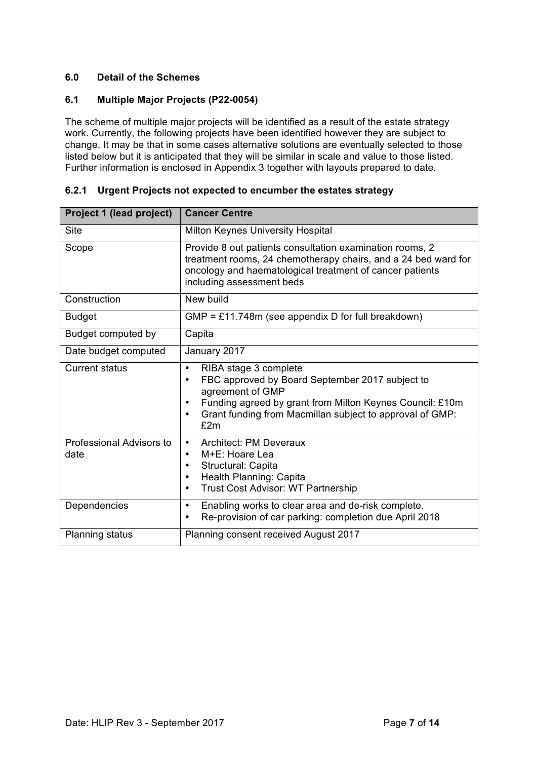## 6.0 Detail of the Schemes

### 6.1 Multiple Major Projects (P22-0054)

The scheme of multiple major projects will be identified as a result of the estate strategy work. Currently, the following projects have been identified however they are subject to change. It may be that in some cases alternative solutions are eventually selected to those listed below but it is anticipated that they will be similar in scale and value to those listed. Further information is enclosed in Appendix 3 together with layouts prepared to date.

#### 6.2.1 Urgent Projects not expected to encumber the estates strategy

| Project 1 (lead project) | Cancer Centre |
|---|---|
| Site | Milton Keynes University Hospital |
| Scope | Provide 8 out patients consultation examination rooms, 2 treatment rooms, 24 chemotherapy chairs, and a 24 bed ward for oncology and haematological treatment of cancer patients including assessment beds |
| Construction | New build |
| Budget | GMP = £11.748m (see appendix D for full breakdown) |
| Budget computed by | Capita |
| Date budget computed | January 2017 |
| Current status | • RIBA stage 3 complete<br>• FBC approved by Board September 2017 subject to agreement of GMP<br>• Funding agreed by grant from Milton Keynes Council: £10m<br>• Grant funding from Macmillan subject to approval of GMP: £2m |
| Professional Advisors to date | • Architect: PM Deveraux<br>• M+E: Hoare Lea<br>• Structural: Capita<br>• Health Planning: Capita<br>• Trust Cost Advisor: WT Partnership |
| Dependencies | • Enabling works to clear area and de-risk complete.<br>• Re-provision of car parking: completion due April 2018 |
| Planning status | Planning consent received August 2017 |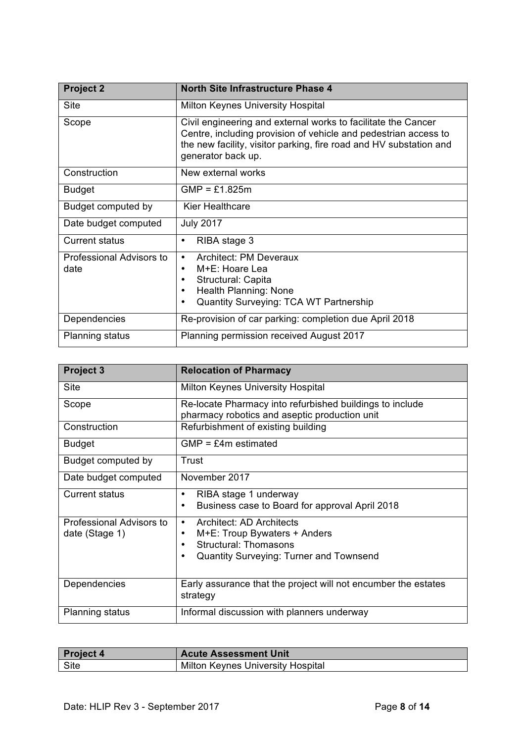| Project 2 | North Site Infrastructure Phase 4 |
| --- | --- |
| Site | Milton Keynes University Hospital |
| Scope | Civil engineering and external works to facilitate the Cancer Centre, including provision of vehicle and pedestrian access to the new facility, visitor parking, fire road and HV substation and generator back up. |
| Construction | New external works |
| Budget | GMP = £1.825m |
| Budget computed by | Kier Healthcare |
| Date budget computed | July 2017 |
| Current status | • RIBA stage 3 |
| Professional Advisors to date | • Architect: PM Deveraux<br>• M+E: Hoare Lea<br>• Structural: Capita<br>• Health Planning: None<br>• Quantity Surveying: TCA WT Partnership |
| Dependencies | Re-provision of car parking: completion due April 2018 |
| Planning status | Planning permission received August 2017 |

| Project 3 | Relocation of Pharmacy |
| --- | --- |
| Site | Milton Keynes University Hospital |
| Scope | Re-locate Pharmacy into refurbished buildings to include pharmacy robotics and aseptic production unit |
| Construction | Refurbishment of existing building |
| Budget | GMP = £4m estimated |
| Budget computed by | Trust |
| Date budget computed | November 2017 |
| Current status | • RIBA stage 1 underway<br>• Business case to Board for approval April 2018 |
| Professional Advisors to date (Stage 1) | • Architect: AD Architects<br>• M+E: Troup Bywaters + Anders<br>• Structural: Thomasons<br>• Quantity Surveying: Turner and Townsend |
| Dependencies | Early assurance that the project will not encumber the estates strategy |
| Planning status | Informal discussion with planners underway |

| Project 4 | Acute Assessment Unit |
| --- | --- |
| Site | Milton Keynes University Hospital |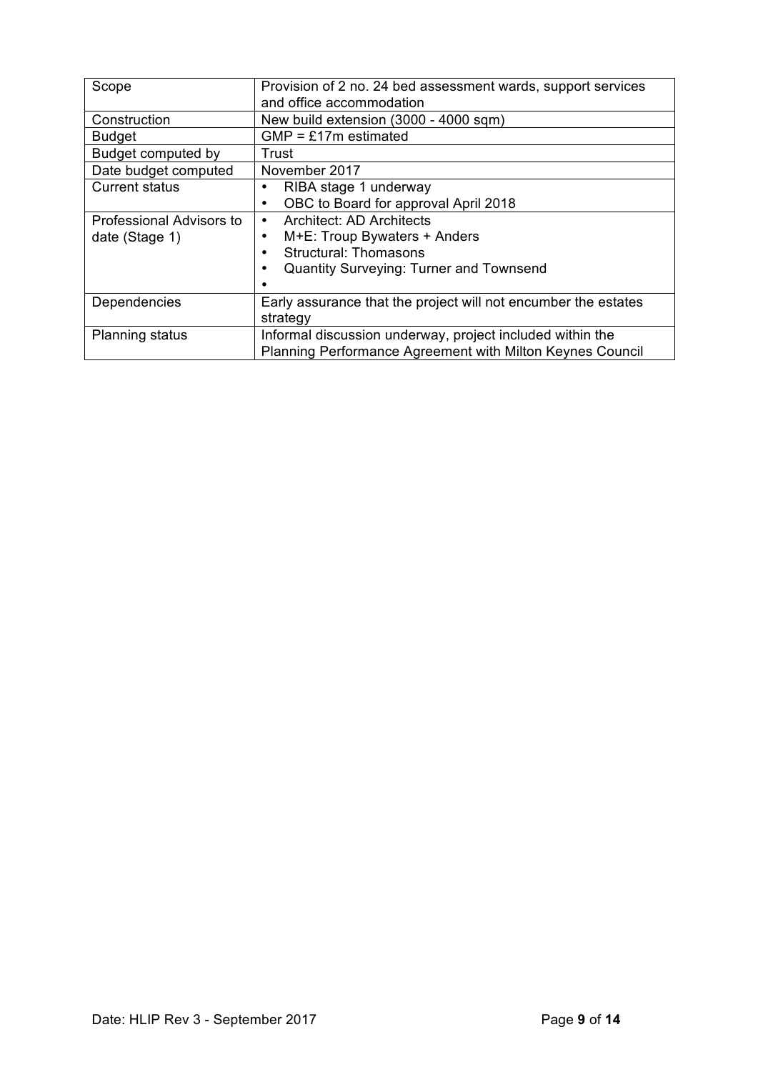| Scope | Provision of 2 no. 24 bed assessment wards, support services and office accommodation |
|---|---|
| Construction | New build extension (3000 - 4000 sqm) |
| Budget | GMP = £17m estimated |
| Budget computed by | Trust |
| Date budget computed | November 2017 |
| Current status | • RIBA stage 1 underway<br>• OBC to Board for approval April 2018 |
| Professional Advisors to date (Stage 1) | • Architect: AD Architects<br>• M+E: Troup Bywaters + Anders<br>• Structural: Thomasons<br>• Quantity Surveying: Turner and Townsend<br>• |
| Dependencies | Early assurance that the project will not encumber the estates strategy |
| Planning status | Informal discussion underway, project included within the Planning Performance Agreement with Milton Keynes Council |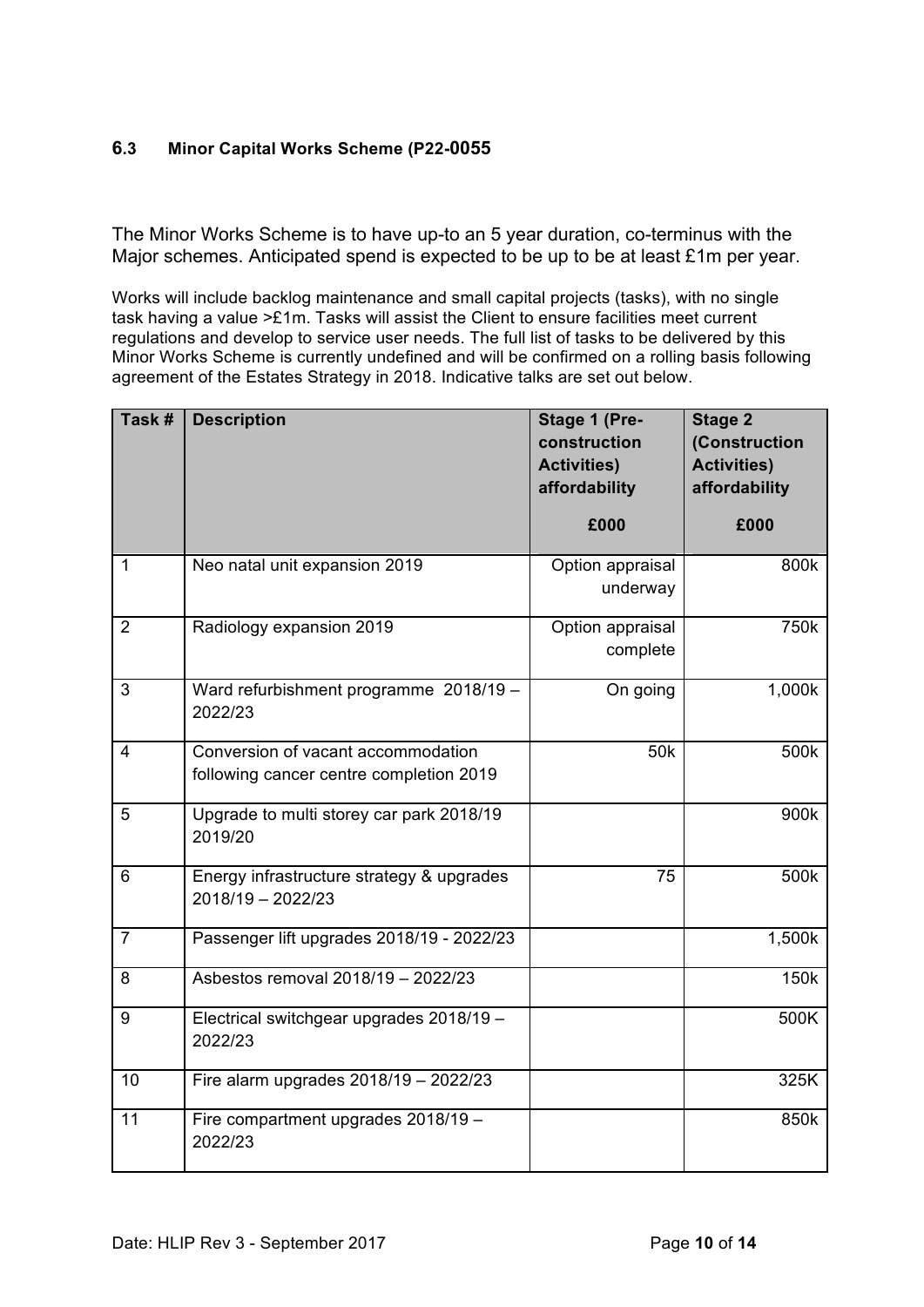### 6.3 Minor Capital Works Scheme (P22-0055

The Minor Works Scheme is to have up-to an 5 year duration, co-terminus with the Major schemes. Anticipated spend is expected to be up to be at least £1m per year.

Works will include backlog maintenance and small capital projects (tasks), with no single task having a value >£1m. Tasks will assist the Client to ensure facilities meet current regulations and develop to service user needs. The full list of tasks to be delivered by this Minor Works Scheme is currently undefined and will be confirmed on a rolling basis following agreement of the Estates Strategy in 2018. Indicative talks are set out below.

| Task # | Description | Stage 1 (Pre-construction Activities) affordability £000 | Stage 2 (Construction Activities) affordability £000 |
|---|---|---|---|
| 1 | Neo natal unit expansion 2019 | Option appraisal underway | 800k |
| 2 | Radiology expansion 2019 | Option appraisal complete | 750k |
| 3 | Ward refurbishment programme 2018/19 – 2022/23 | On going | 1,000k |
| 4 | Conversion of vacant accommodation following cancer centre completion 2019 | 50k | 500k |
| 5 | Upgrade to multi storey car park 2018/19 2019/20 | | 900k |
| 6 | Energy infrastructure strategy & upgrades 2018/19 – 2022/23 | 75 | 500k |
| 7 | Passenger lift upgrades 2018/19 - 2022/23 | | 1,500k |
| 8 | Asbestos removal 2018/19 – 2022/23 | | 150k |
| 9 | Electrical switchgear upgrades 2018/19 – 2022/23 | | 500K |
| 10 | Fire alarm upgrades 2018/19 – 2022/23 | | 325K |
| 11 | Fire compartment upgrades 2018/19 – 2022/23 | | 850k |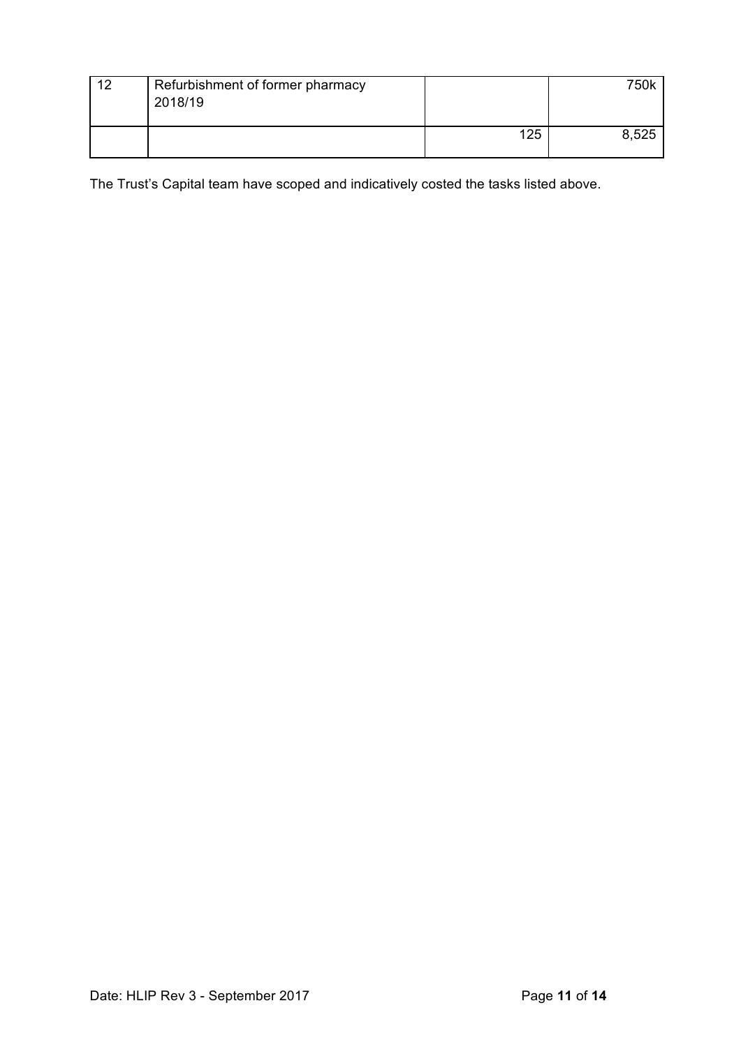| | | | |
|---|---|---|---|
| 12 | Refurbishment of former pharmacy 2018/19 | | 750k |
| | | 125 | 8,525 |

The Trust's Capital team have scoped and indicatively costed the tasks listed above.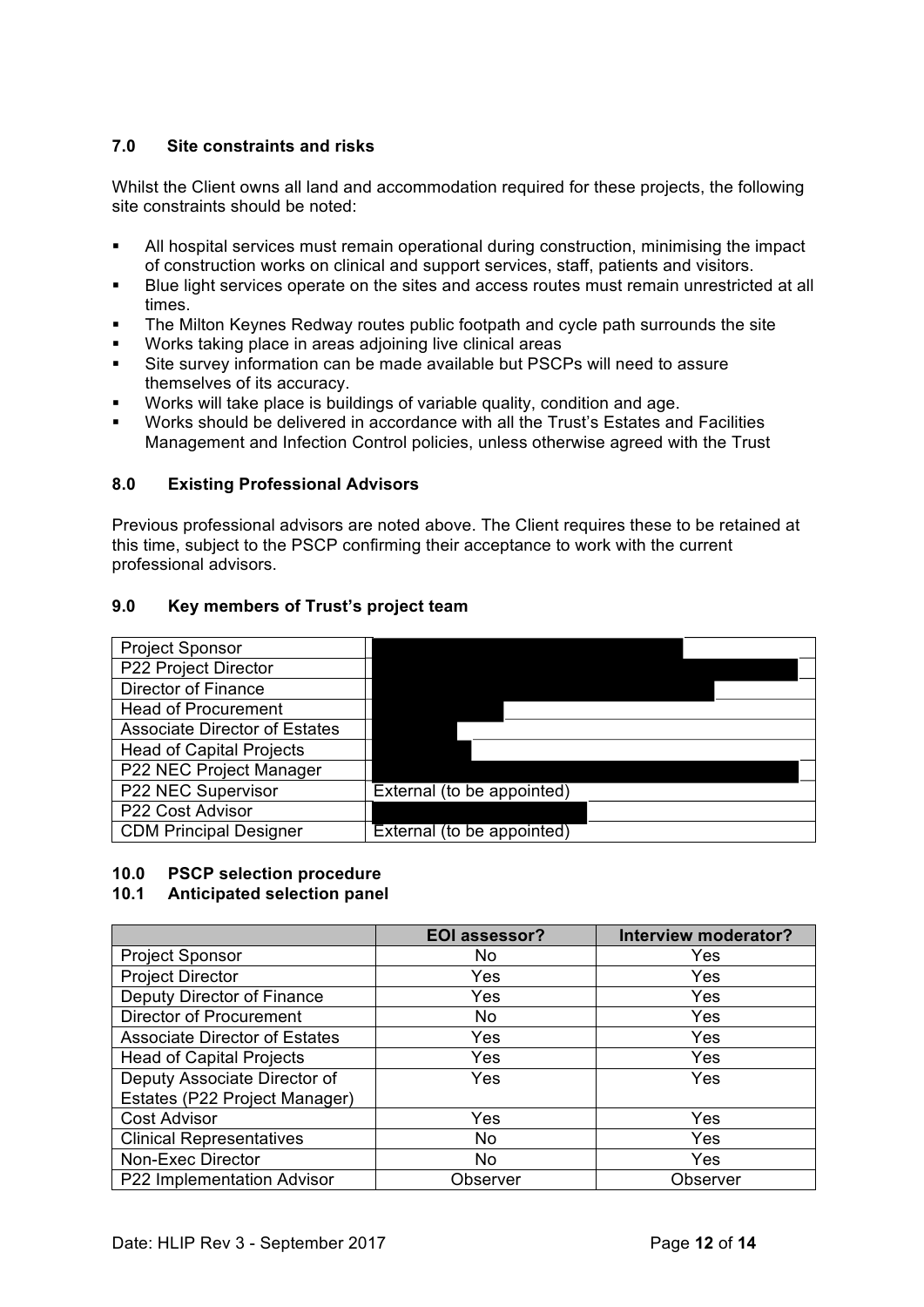## 7.0 Site constraints and risks

Whilst the Client owns all land and accommodation required for these projects, the following site constraints should be noted:

- All hospital services must remain operational during construction, minimising the impact of construction works on clinical and support services, staff, patients and visitors.
- Blue light services operate on the sites and access routes must remain unrestricted at all times.
- The Milton Keynes Redway routes public footpath and cycle path surrounds the site
- Works taking place in areas adjoining live clinical areas
- Site survey information can be made available but PSCPs will need to assure themselves of its accuracy.
- Works will take place is buildings of variable quality, condition and age.
- Works should be delivered in accordance with all the Trust's Estates and Facilities Management and Infection Control policies, unless otherwise agreed with the Trust

## 8.0 Existing Professional Advisors

Previous professional advisors are noted above. The Client requires these to be retained at this time, subject to the PSCP confirming their acceptance to work with the current professional advisors.

## 9.0 Key members of Trust's project team

| | |
|---|---|
| Project Sponsor | |
| P22 Project Director | |
| Director of Finance | |
| Head of Procurement | |
| Associate Director of Estates | |
| Head of Capital Projects | |
| P22 NEC Project Manager | |
| P22 NEC Supervisor | External (to be appointed) |
| P22 Cost Advisor | |
| CDM Principal Designer | External (to be appointed) |

## 10.0 PSCP selection procedure

### 10.1 Anticipated selection panel

| | EOI assessor? | Interview moderator? |
|---|---|---|
| Project Sponsor | No | Yes |
| Project Director | Yes | Yes |
| Deputy Director of Finance | Yes | Yes |
| Director of Procurement | No | Yes |
| Associate Director of Estates | Yes | Yes |
| Head of Capital Projects | Yes | Yes |
| Deputy Associate Director of Estates (P22 Project Manager) | Yes | Yes |
| Cost Advisor | Yes | Yes |
| Clinical Representatives | No | Yes |
| Non-Exec Director | No | Yes |
| P22 Implementation Advisor | Observer | Observer |

Date: HLIP Rev 3 - September 2017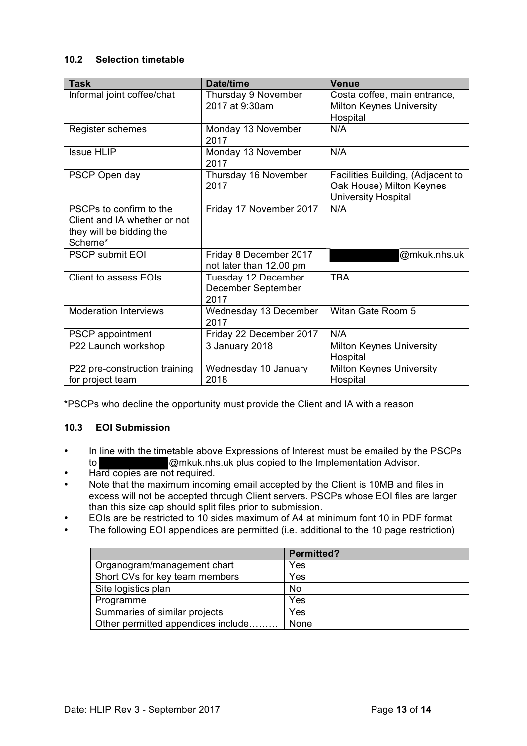### 10.2 Selection timetable

| Task | Date/time | Venue |
|---|---|---|
| Informal joint coffee/chat | Thursday 9 November 2017 at 9:30am | Costa coffee, main entrance, Milton Keynes University Hospital |
| Register schemes | Monday 13 November 2017 | N/A |
| Issue HLIP | Monday 13 November 2017 | N/A |
| PSCP Open day | Thursday 16 November 2017 | Facilities Building, (Adjacent to Oak House) Milton Keynes University Hospital |
| PSCPs to confirm to the Client and IA whether or not they will be bidding the Scheme* | Friday 17 November 2017 | N/A |
| PSCP submit EOI | Friday 8 December 2017 not later than 12.00 pm | ██████████@mkuk.nhs.uk |
| Client to assess EOIs | Tuesday 12 December December September 2017 | TBA |
| Moderation Interviews | Wednesday 13 December 2017 | Witan Gate Room 5 |
| PSCP appointment | Friday 22 December 2017 | N/A |
| P22 Launch workshop | 3 January 2018 | Milton Keynes University Hospital |
| P22 pre-construction training for project team | Wednesday 10 January 2018 | Milton Keynes University Hospital |

*PSCPs who decline the opportunity must provide the Client and IA with a reason

### 10.3 EOI Submission

- In line with the timetable above Expressions of Interest must be emailed by the PSCPs to ██████████@mkuk.nhs.uk plus copied to the Implementation Advisor.
- Hard copies are not required.
- Note that the maximum incoming email accepted by the Client is 10MB and files in excess will not be accepted through Client servers. PSCPs whose EOI files are larger than this size cap should split files prior to submission.
- EOIs are be restricted to 10 sides maximum of A4 at minimum font 10 in PDF format
- The following EOI appendices are permitted (i.e. additional to the 10 page restriction)

| | Permitted? |
|---|---|
| Organogram/management chart | Yes |
| Short CVs for key team members | Yes |
| Site logistics plan | No |
| Programme | Yes |
| Summaries of similar projects | Yes |
| Other permitted appendices include……… | None |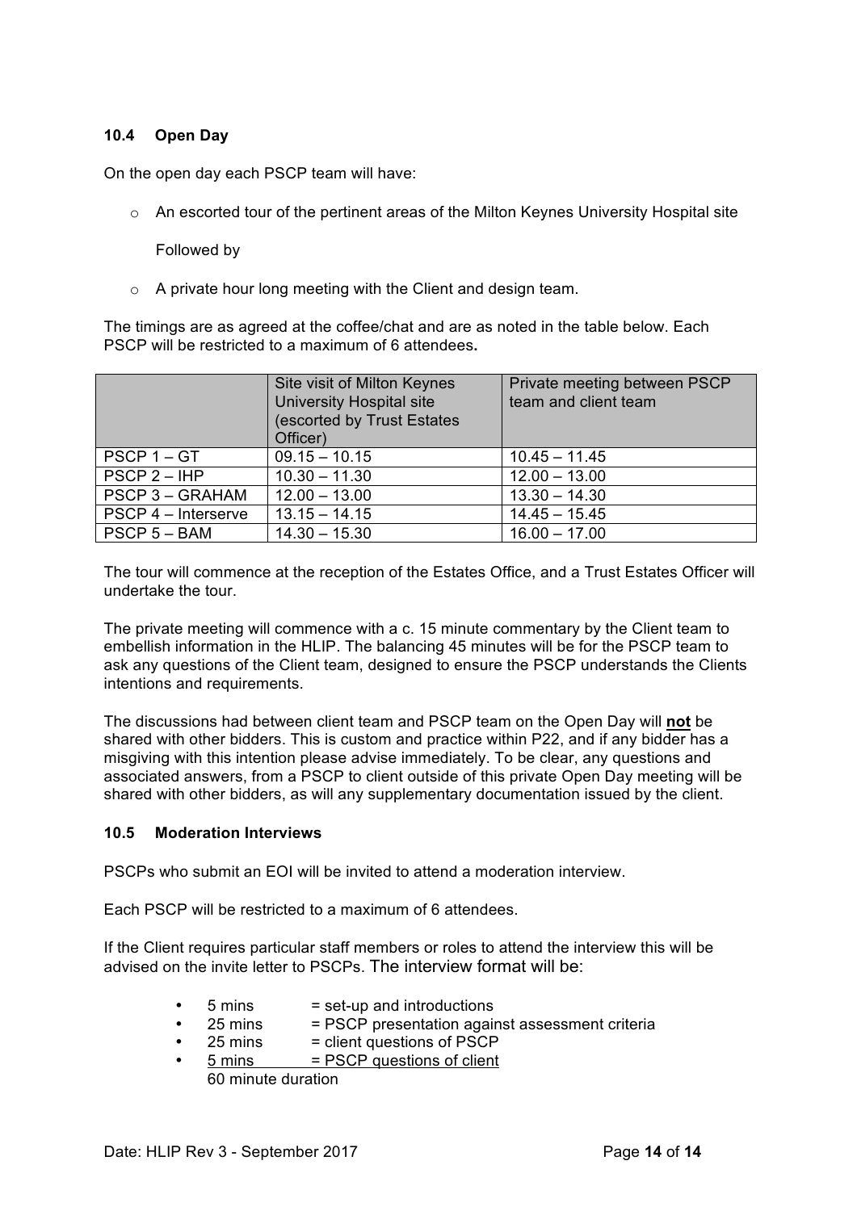### 10.4 Open Day

On the open day each PSCP team will have:

- An escorted tour of the pertinent areas of the Milton Keynes University Hospital site

  Followed by

- A private hour long meeting with the Client and design team.

The timings are as agreed at the coffee/chat and are as noted in the table below. Each PSCP will be restricted to a maximum of 6 attendees**.**

| | Site visit of Milton Keynes University Hospital site (escorted by Trust Estates Officer) | Private meeting between PSCP team and client team |
|---|---|---|
| PSCP 1 – GT | 09.15 – 10.15 | 10.45 – 11.45 |
| PSCP 2 – IHP | 10.30 – 11.30 | 12.00 – 13.00 |
| PSCP 3 – GRAHAM | 12.00 – 13.00 | 13.30 – 14.30 |
| PSCP 4 – Interserve | 13.15 – 14.15 | 14.45 – 15.45 |
| PSCP 5 – BAM | 14.30 – 15.30 | 16.00 – 17.00 |

The tour will commence at the reception of the Estates Office, and a Trust Estates Officer will undertake the tour.

The private meeting will commence with a c. 15 minute commentary by the Client team to embellish information in the HLIP. The balancing 45 minutes will be for the PSCP team to ask any questions of the Client team, designed to ensure the PSCP understands the Clients intentions and requirements.

The discussions had between client team and PSCP team on the Open Day will **not** be shared with other bidders. This is custom and practice within P22, and if any bidder has a misgiving with this intention please advise immediately. To be clear, any questions and associated answers, from a PSCP to client outside of this private Open Day meeting will be shared with other bidders, as will any supplementary documentation issued by the client.

### 10.5 Moderation Interviews

PSCPs who submit an EOI will be invited to attend a moderation interview.

Each PSCP will be restricted to a maximum of 6 attendees.

If the Client requires particular staff members or roles to attend the interview this will be advised on the invite letter to PSCPs. The interview format will be:

- 5 mins = set-up and introductions
- 25 mins = PSCP presentation against assessment criteria
- 25 mins = client questions of PSCP
- 5 mins = PSCP questions of client

60 minute duration